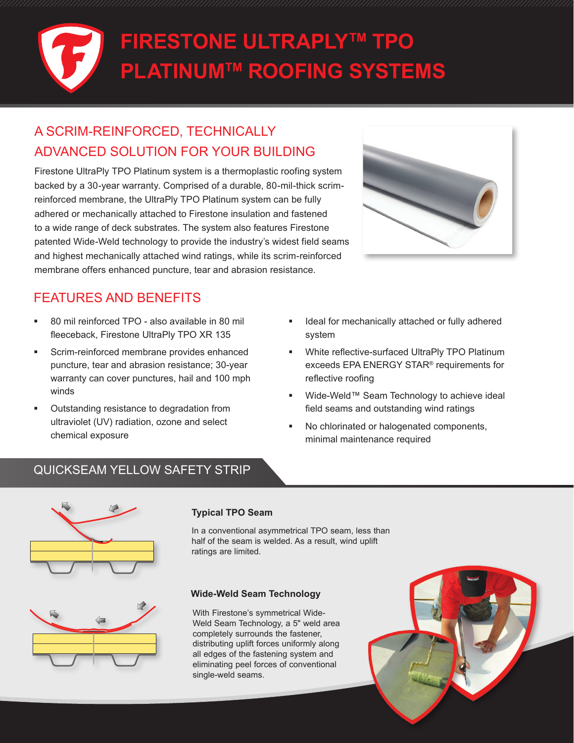# FIRESTONE ULTRAPLY™ TPO PLATINUM™ ROOFING SYSTEMS

## A SCRIM-REINFORCED, TECHNICALLY ADVANCED SOLUTION FOR YOUR BUILDING

Firestone UltraPly TPO Platinum system is a thermoplastic roofing system backed by a 30-year warranty. Comprised of a durable, 80-mil-thick scrim-reinforced membrane, the UltraPly TPO Platinum system can be fully adhered or mechanically attached to Firestone insulation and fastened to a wide range of deck substrates. The system also features Firestone patented Wide-Weld technology to provide the industry's widest field seams and highest mechanically attached wind ratings, while its scrim-reinforced membrane offers enhanced puncture, tear and abrasion resistance.

## FEATURES AND BENEFITS

- 80 mil reinforced TPO - also available in 80 mil fleeceback, Firestone UltraPly TPO XR 135
- Scrim-reinforced membrane provides enhanced puncture, tear and abrasion resistance; 30-year warranty can cover punctures, hail and 100 mph winds
- Outstanding resistance to degradation from ultraviolet (UV) radiation, ozone and select chemical exposure
- Ideal for mechanically attached or fully adhered system
- White reflective-surfaced UltraPly TPO Platinum exceeds EPA ENERGY STAR® requirements for reflective roofing
- Wide-Weld™ Seam Technology to achieve ideal field seams and outstanding wind ratings
- No chlorinated or halogenated components, minimal maintenance required

## QUICKSEAM YELLOW SAFETY STRIP

### Typical TPO Seam

In a conventional asymmetrical TPO seam, less than half of the seam is welded. As a result, wind uplift ratings are limited.

### Wide-Weld Seam Technology

With Firestone's symmetrical Wide-Weld Seam Technology, a 5" weld area completely surrounds the fastener, distributing uplift forces uniformly along all edges of the fastening system and eliminating peel forces of conventional single-weld seams.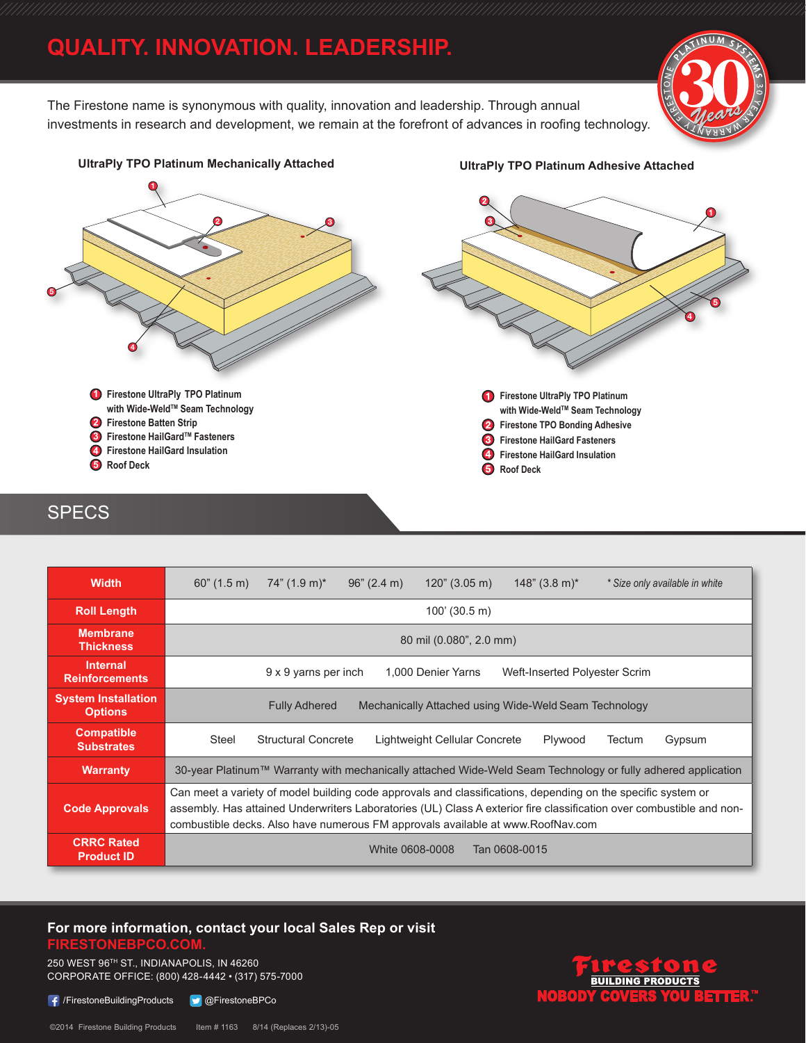# QUALITY. INNOVATION. LEADERSHIP.

The Firestone name is synonymous with quality, innovation and leadership. Through annual investments in research and development, we remain at the forefront of advances in roofing technology.

### UltraPly TPO Platinum Mechanically Attached

1. Firestone UltraPly TPO Platinum with Wide-Weld™ Seam Technology
2. Firestone Batten Strip
3. Firestone HailGard™ Fasteners
4. Firestone HailGard Insulation
5. Roof Deck

### UltraPly TPO Platinum Adhesive Attached

1. Firestone UltraPly TPO Platinum with Wide-Weld™ Seam Technology
2. Firestone TPO Bonding Adhesive
3. Firestone HailGard Fasteners
4. Firestone HailGard Insulation
5. Roof Deck

## SPECS

| | |
|---|---|
| **Width** | 60" (1.5 m) 74" (1.9 m)* 96" (2.4 m) 120" (3.05 m) 148" (3.8 m)* *\* Size only available in white* |
| **Roll Length** | 100' (30.5 m) |
| **Membrane Thickness** | 80 mil (0.080", 2.0 mm) |
| **Internal Reinforcements** | 9 x 9 yarns per inch 1,000 Denier Yarns Weft-Inserted Polyester Scrim |
| **System Installation Options** | Fully Adhered Mechanically Attached using Wide-Weld Seam Technology |
| **Compatible Substrates** | Steel Structural Concrete Lightweight Cellular Concrete Plywood Tectum Gypsum |
| **Warranty** | 30-year Platinum™ Warranty with mechanically attached Wide-Weld Seam Technology or fully adhered application |
| **Code Approvals** | Can meet a variety of model building code approvals and classifications, depending on the specific system or assembly. Has attained Underwriters Laboratories (UL) Class A exterior fire classification over combustible and non-combustible decks. Also have numerous FM approvals available at www.RoofNav.com |
| **CRRC Rated Product ID** | White 0608-0008 Tan 0608-0015 |

**For more information, contact your local Sales Rep or visit FIRESTONEBPCO.COM.**

250 WEST 96TH ST., INDIANAPOLIS, IN 46260
CORPORATE OFFICE: (800) 428-4442 • (317) 575-7000

/FirestoneBuildingProducts @FirestoneBPCo

Firestone BUILDING PRODUCTS
NOBODY COVERS YOU BETTER.™

©2014 Firestone Building Products Item # 1163 8/14 (Replaces 2/13)-05